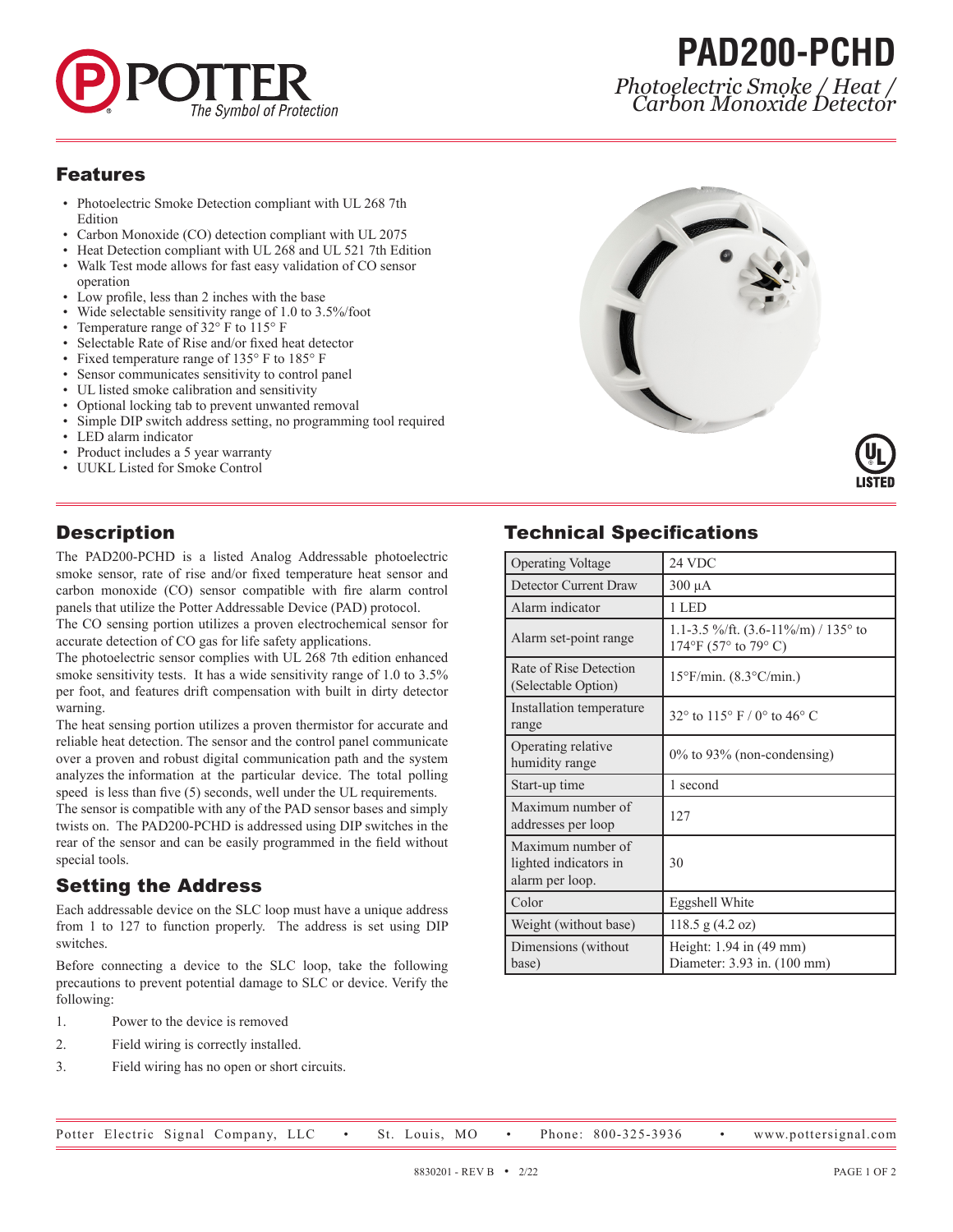# PAD200-PCHD

*Photoelectric Smoke / Heat / Carbon Monoxide Detector*

## Features

- Photoelectric Smoke Detection compliant with UL 268 7th Edition
- Carbon Monoxide (CO) detection compliant with UL 2075
- Heat Detection compliant with UL 268 and UL 521 7th Edition
- Walk Test mode allows for fast easy validation of CO sensor operation
- Low profile, less than 2 inches with the base
- Wide selectable sensitivity range of 1.0 to 3.5%/foot
- Temperature range of 32° F to 115° F
- Selectable Rate of Rise and/or fixed heat detector
- Fixed temperature range of 135° F to 185° F
- Sensor communicates sensitivity to control panel
- UL listed smoke calibration and sensitivity
- Optional locking tab to prevent unwanted removal
- Simple DIP switch address setting, no programming tool required
- LED alarm indicator
- Product includes a 5 year warranty
- UUKL Listed for Smoke Control

## Description

The PAD200-PCHD is a listed Analog Addressable photoelectric smoke sensor, rate of rise and/or fixed temperature heat sensor and carbon monoxide (CO) sensor compatible with fire alarm control panels that utilize the Potter Addressable Device (PAD) protocol.

The CO sensing portion utilizes a proven electrochemical sensor for accurate detection of CO gas for life safety applications.

The photoelectric sensor complies with UL 268 7th edition enhanced smoke sensitivity tests. It has a wide sensitivity range of 1.0 to 3.5% per foot, and features drift compensation with built in dirty detector warning.

The heat sensing portion utilizes a proven thermistor for accurate and reliable heat detection. The sensor and the control panel communicate over a proven and robust digital communication path and the system analyzes the information at the particular device. The total polling speed is less than five (5) seconds, well under the UL requirements.

The sensor is compatible with any of the PAD sensor bases and simply twists on. The PAD200-PCHD is addressed using DIP switches in the rear of the sensor and can be easily programmed in the field without special tools.

## Setting the Address

Each addressable device on the SLC loop must have a unique address from 1 to 127 to function properly. The address is set using DIP switches.

Before connecting a device to the SLC loop, take the following precautions to prevent potential damage to SLC or device. Verify the following:

1. Power to the device is removed
2. Field wiring is correctly installed.
3. Field wiring has no open or short circuits.

## Technical Specifications

| | |
|---|---|
| Operating Voltage | 24 VDC |
| Detector Current Draw | 300 µA |
| Alarm indicator | 1 LED |
| Alarm set-point range | 1.1-3.5 %/ft. (3.6-11%/m) / 135° to 174°F (57° to 79° C) |
| Rate of Rise Detection (Selectable Option) | 15°F/min. (8.3°C/min.) |
| Installation temperature range | 32° to 115° F / 0° to 46° C |
| Operating relative humidity range | 0% to 93% (non-condensing) |
| Start-up time | 1 second |
| Maximum number of addresses per loop | 127 |
| Maximum number of lighted indicators in alarm per loop. | 30 |
| Color | Eggshell White |
| Weight (without base) | 118.5 g (4.2 oz) |
| Dimensions (without base) | Height: 1.94 in (49 mm) Diameter: 3.93 in. (100 mm) |

Potter Electric Signal Company, LLC • St. Louis, MO • Phone: 800-325-3936 • www.pottersignal.com

8830201 - REV B • 2/22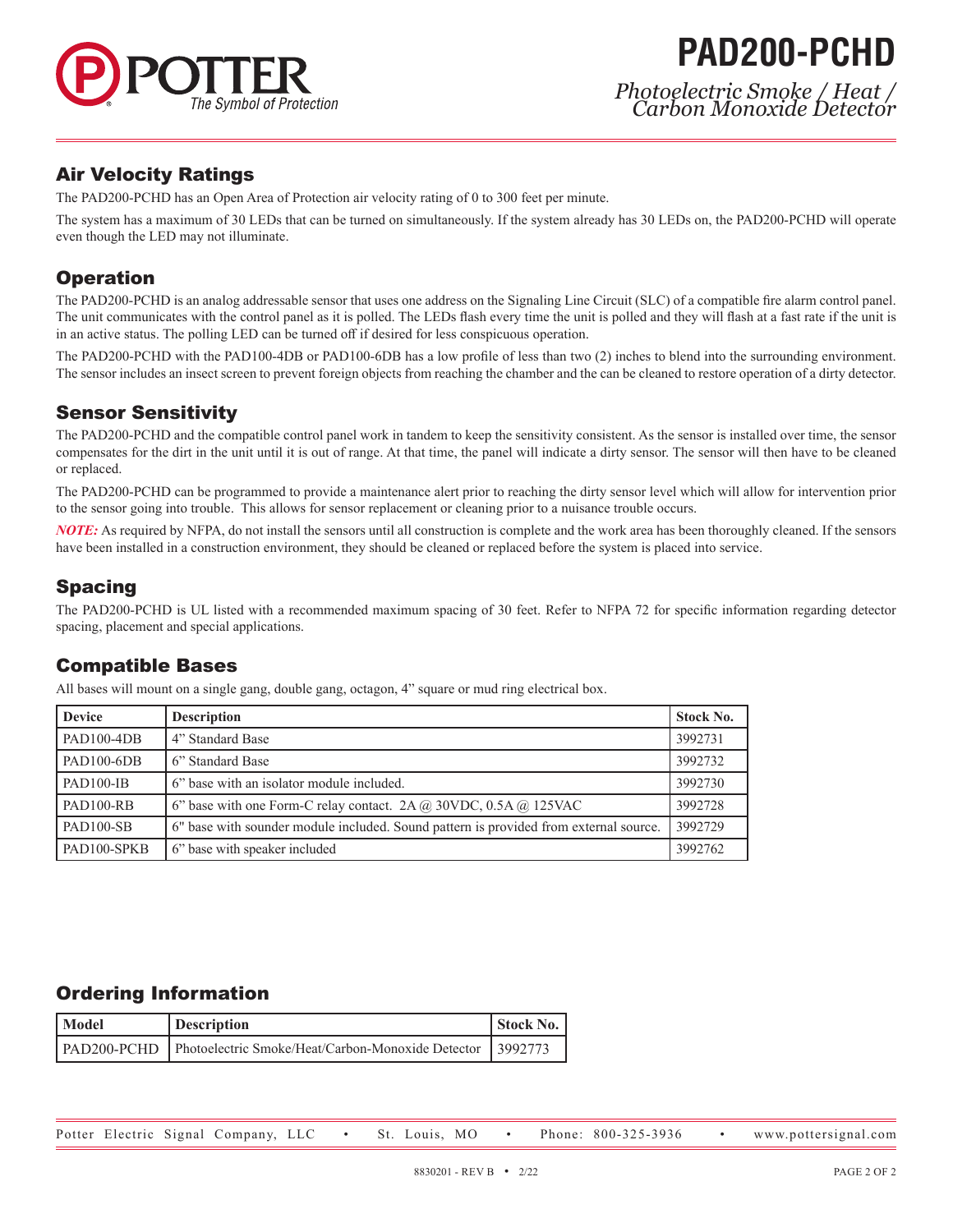## Air Velocity Ratings

The PAD200-PCHD has an Open Area of Protection air velocity rating of 0 to 300 feet per minute.

The system has a maximum of 30 LEDs that can be turned on simultaneously. If the system already has 30 LEDs on, the PAD200-PCHD will operate even though the LED may not illuminate.

## Operation

The PAD200-PCHD is an analog addressable sensor that uses one address on the Signaling Line Circuit (SLC) of a compatible fire alarm control panel. The unit communicates with the control panel as it is polled. The LEDs flash every time the unit is polled and they will flash at a fast rate if the unit is in an active status. The polling LED can be turned off if desired for less conspicuous operation.

The PAD200-PCHD with the PAD100-4DB or PAD100-6DB has a low profile of less than two (2) inches to blend into the surrounding environment. The sensor includes an insect screen to prevent foreign objects from reaching the chamber and the can be cleaned to restore operation of a dirty detector.

## Sensor Sensitivity

The PAD200-PCHD and the compatible control panel work in tandem to keep the sensitivity consistent. As the sensor is installed over time, the sensor compensates for the dirt in the unit until it is out of range. At that time, the panel will indicate a dirty sensor. The sensor will then have to be cleaned or replaced.

The PAD200-PCHD can be programmed to provide a maintenance alert prior to reaching the dirty sensor level which will allow for intervention prior to the sensor going into trouble. This allows for sensor replacement or cleaning prior to a nuisance trouble occurs.

***NOTE:*** As required by NFPA, do not install the sensors until all construction is complete and the work area has been thoroughly cleaned. If the sensors have been installed in a construction environment, they should be cleaned or replaced before the system is placed into service.

## Spacing

The PAD200-PCHD is UL listed with a recommended maximum spacing of 30 feet. Refer to NFPA 72 for specific information regarding detector spacing, placement and special applications.

## Compatible Bases

All bases will mount on a single gang, double gang, octagon, 4" square or mud ring electrical box.

| Device | Description | Stock No. |
|---|---|---|
| PAD100-4DB | 4" Standard Base | 3992731 |
| PAD100-6DB | 6" Standard Base | 3992732 |
| PAD100-IB | 6" base with an isolator module included. | 3992730 |
| PAD100-RB | 6" base with one Form-C relay contact. 2A @ 30VDC, 0.5A @ 125VAC | 3992728 |
| PAD100-SB | 6" base with sounder module included. Sound pattern is provided from external source. | 3992729 |
| PAD100-SPKB | 6" base with speaker included | 3992762 |

## Ordering Information

| Model | Description | Stock No. |
|---|---|---|
| PAD200-PCHD | Photoelectric Smoke/Heat/Carbon-Monoxide Detector | 3992773 |

Potter Electric Signal Company, LLC • St. Louis, MO • Phone: 800-325-3936 • www.pottersignal.com

8830201 - REV B • 2/22